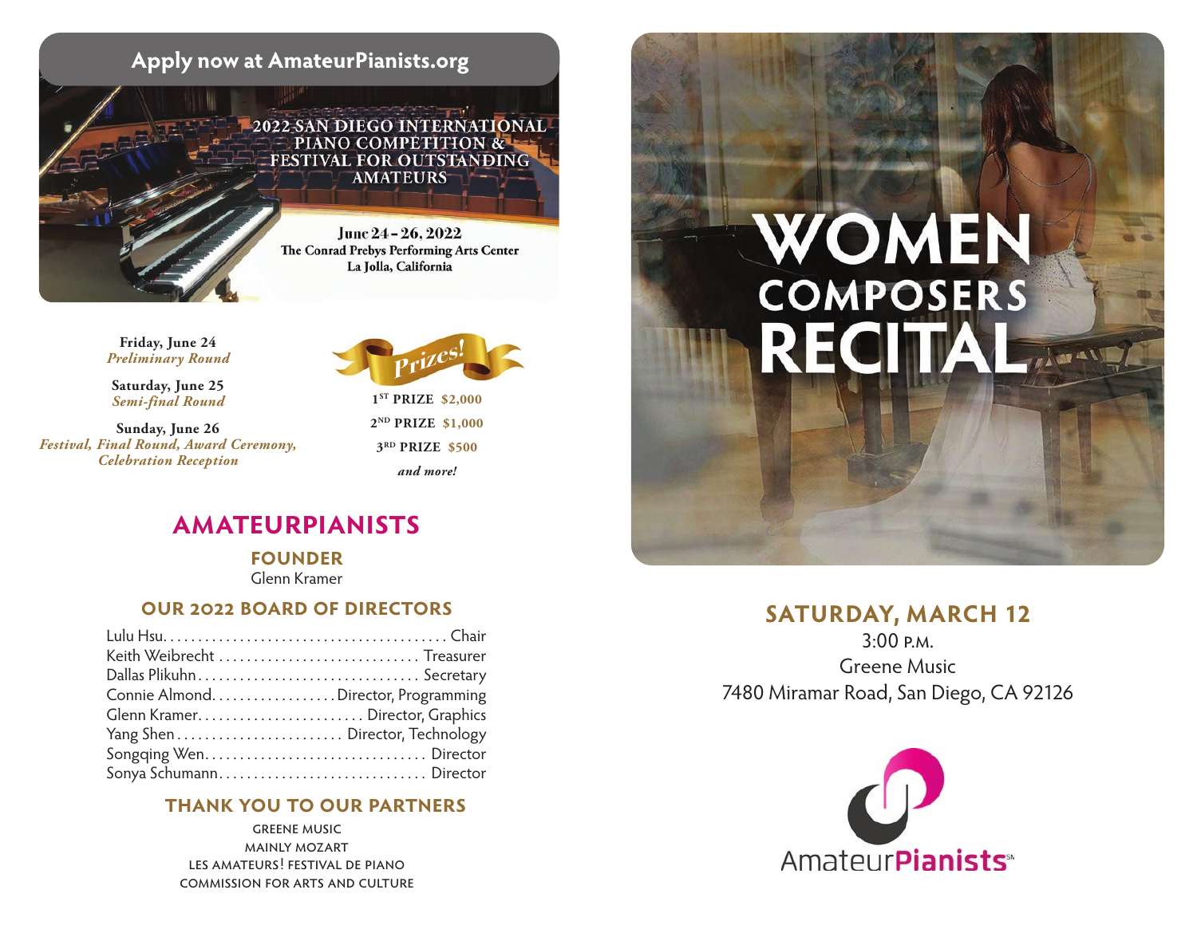Apply now at AmateurPianists.org

2022 SAN DIEGO INTERNATIONAL PIANO COMPETITION & FESTIVAL FOR OUTSTANDING AMATEURS

June 24 – 26, 2022
The Conrad Prebys Performing Arts Center
La Jolla, California

**Friday, June 24**
*Preliminary Round*

**Saturday, June 25**
*Semi-final Round*

**Sunday, June 26**
*Festival, Final Round, Award Ceremony, Celebration Reception*

*Prizes!*

**1ST PRIZE $2,000**
**2ND PRIZE $1,000**
**3RD PRIZE $500**
*and more!*

## AMATEURPIANISTS

### FOUNDER
Glenn Kramer

### OUR 2022 BOARD OF DIRECTORS

| | |
|---|---|
| Lulu Hsu | Chair |
| Keith Weibrecht | Treasurer |
| Dallas Plikuhn | Secretary |
| Connie Almond | Director, Programming |
| Glenn Kramer | Director, Graphics |
| Yang Shen | Director, Technology |
| Songqing Wen | Director |
| Sonya Schumann | Director |

### THANK YOU TO OUR PARTNERS

GREENE MUSIC
MAINLY MOZART
LES AMATEURS! FESTIVAL DE PIANO
COMMISSION FOR ARTS AND CULTURE

# WOMEN COMPOSERS RECITAL

## SATURDAY, MARCH 12

3:00 P.M.
Greene Music
7480 Miramar Road, San Diego, CA 92126

AmateurPianists℠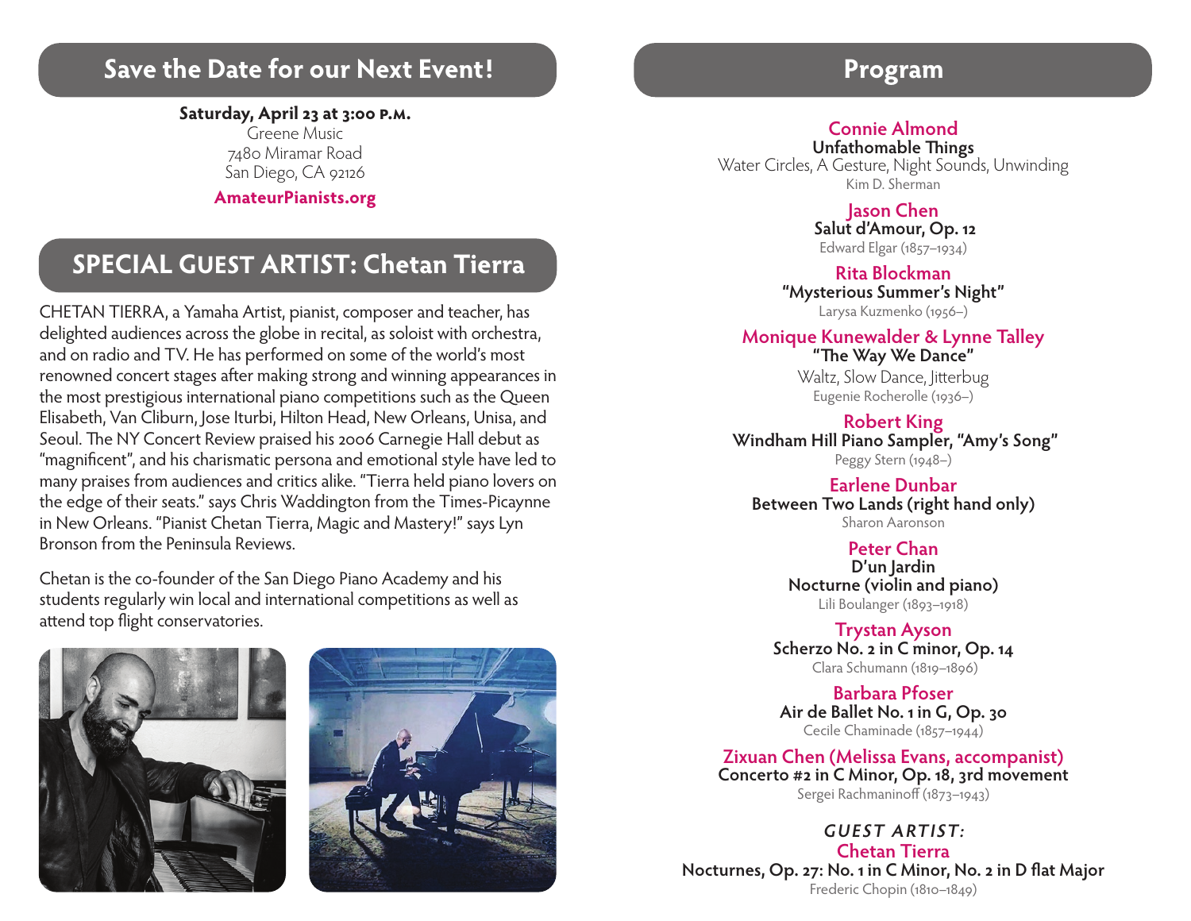## Save the Date for our Next Event!

**Saturday, April 23 at 3:00 P.M.**
Greene Music
7480 Miramar Road
San Diego, CA 92126

**AmateurPianists.org**

## SPECIAL GUEST ARTIST: Chetan Tierra

CHETAN TIERRA, a Yamaha Artist, pianist, composer and teacher, has delighted audiences across the globe in recital, as soloist with orchestra, and on radio and TV. He has performed on some of the world's most renowned concert stages after making strong and winning appearances in the most prestigious international piano competitions such as the Queen Elisabeth, Van Cliburn, Jose Iturbi, Hilton Head, New Orleans, Unisa, and Seoul. The NY Concert Review praised his 2006 Carnegie Hall debut as "magnificent", and his charismatic persona and emotional style have led to many praises from audiences and critics alike. "Tierra held piano lovers on the edge of their seats." says Chris Waddington from the Times-Picaynne in New Orleans. "Pianist Chetan Tierra, Magic and Mastery!" says Lyn Bronson from the Peninsula Reviews.

Chetan is the co-founder of the San Diego Piano Academy and his students regularly win local and international competitions as well as attend top flight conservatories.

## Program

**Connie Almond**
**Unfathomable Things**
Water Circles, A Gesture, Night Sounds, Unwinding
Kim D. Sherman

**Jason Chen**
**Salut d'Amour, Op. 12**
Edward Elgar (1857–1934)

**Rita Blockman**
**"Mysterious Summer's Night"**
Larysa Kuzmenko (1956–)

**Monique Kunewalder & Lynne Talley**
**"The Way We Dance"**
Waltz, Slow Dance, Jitterbug
Eugenie Rocherolle (1936–)

**Robert King**
**Windham Hill Piano Sampler, "Amy's Song"**
Peggy Stern (1948–)

**Earlene Dunbar**
**Between Two Lands (right hand only)**
Sharon Aaronson

**Peter Chan**
**D'un Jardin**
**Nocturne (violin and piano)**
Lili Boulanger (1893–1918)

**Trystan Ayson**
**Scherzo No. 2 in C minor, Op. 14**
Clara Schumann (1819–1896)

**Barbara Pfoser**
**Air de Ballet No. 1 in G, Op. 30**
Cecile Chaminade (1857–1944)

**Zixuan Chen (Melissa Evans, accompanist)**
**Concerto #2 in C Minor, Op. 18, 3rd movement**
Sergei Rachmaninoff (1873–1943)

*GUEST ARTIST:*
**Chetan Tierra**
**Nocturnes, Op. 27: No. 1 in C Minor, No. 2 in D flat Major**
Frederic Chopin (1810–1849)